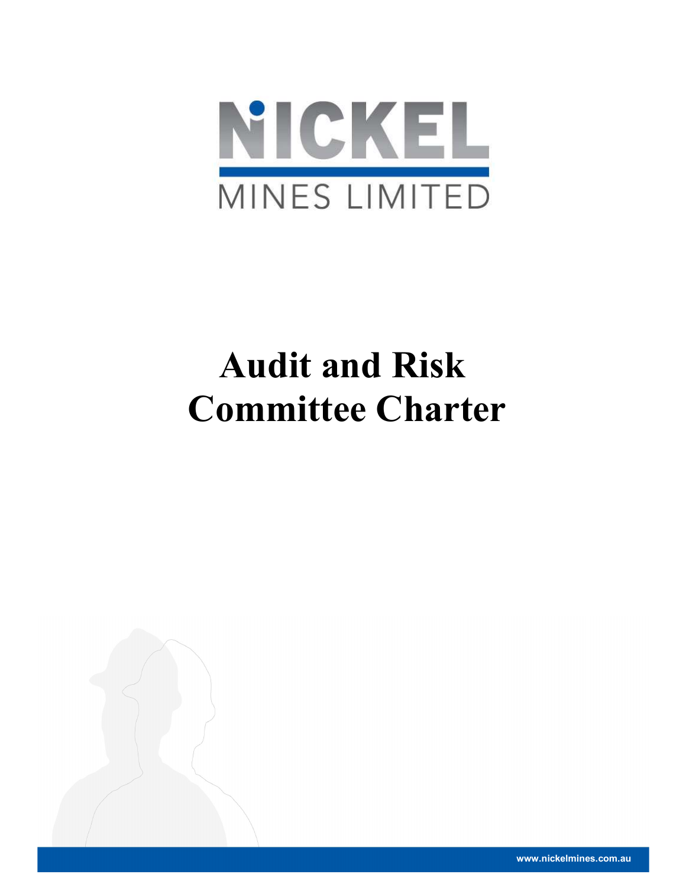# NICKEL MINES LIMITED

# Audit and Risk Committee Charter

www.nickelmines.com.au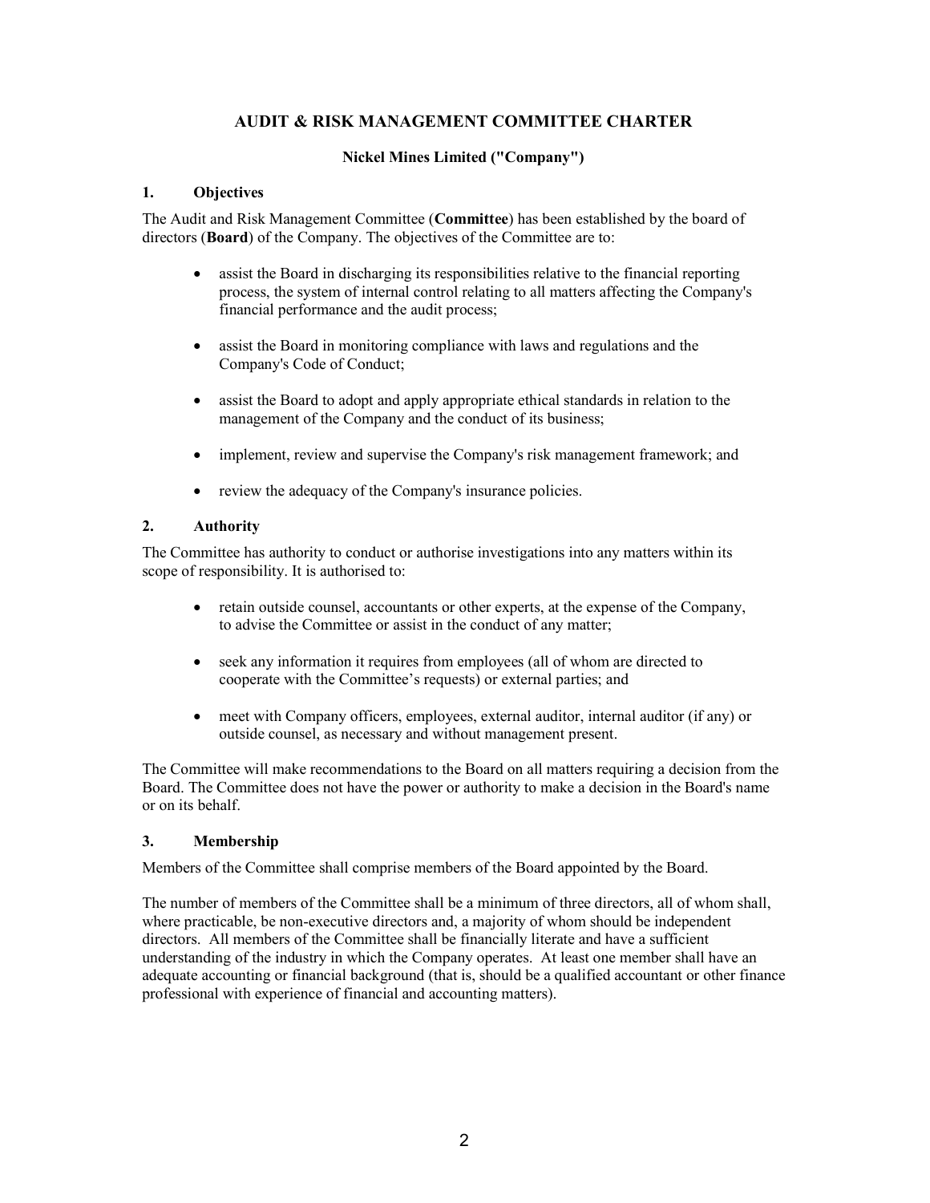# AUDIT & RISK MANAGEMENT COMMITTEE CHARTER

**Nickel Mines Limited ("Company")**

## 1. Objectives

The Audit and Risk Management Committee (**Committee**) has been established by the board of directors (**Board**) of the Company. The objectives of the Committee are to:

- assist the Board in discharging its responsibilities relative to the financial reporting process, the system of internal control relating to all matters affecting the Company's financial performance and the audit process;
- assist the Board in monitoring compliance with laws and regulations and the Company's Code of Conduct;
- assist the Board to adopt and apply appropriate ethical standards in relation to the management of the Company and the conduct of its business;
- implement, review and supervise the Company's risk management framework; and
- review the adequacy of the Company's insurance policies.

## 2. Authority

The Committee has authority to conduct or authorise investigations into any matters within its scope of responsibility. It is authorised to:

- retain outside counsel, accountants or other experts, at the expense of the Company, to advise the Committee or assist in the conduct of any matter;
- seek any information it requires from employees (all of whom are directed to cooperate with the Committee's requests) or external parties; and
- meet with Company officers, employees, external auditor, internal auditor (if any) or outside counsel, as necessary and without management present.

The Committee will make recommendations to the Board on all matters requiring a decision from the Board. The Committee does not have the power or authority to make a decision in the Board's name or on its behalf.

## 3. Membership

Members of the Committee shall comprise members of the Board appointed by the Board.

The number of members of the Committee shall be a minimum of three directors, all of whom shall, where practicable, be non-executive directors and, a majority of whom should be independent directors. All members of the Committee shall be financially literate and have a sufficient understanding of the industry in which the Company operates. At least one member shall have an adequate accounting or financial background (that is, should be a qualified accountant or other finance professional with experience of financial and accounting matters).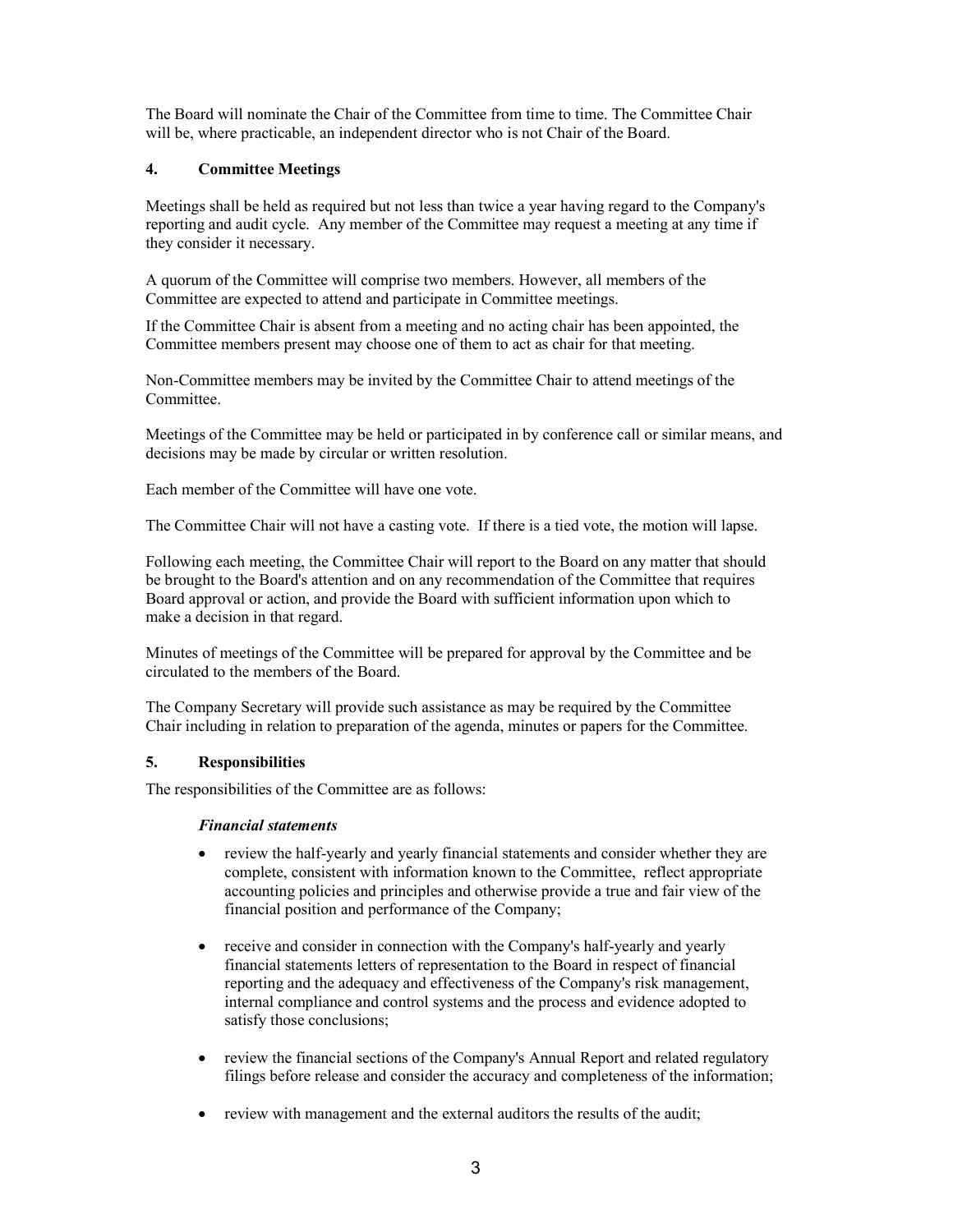The Board will nominate the Chair of the Committee from time to time. The Committee Chair will be, where practicable, an independent director who is not Chair of the Board.

## 4. Committee Meetings

Meetings shall be held as required but not less than twice a year having regard to the Company's reporting and audit cycle. Any member of the Committee may request a meeting at any time if they consider it necessary.

A quorum of the Committee will comprise two members. However, all members of the Committee are expected to attend and participate in Committee meetings.

If the Committee Chair is absent from a meeting and no acting chair has been appointed, the Committee members present may choose one of them to act as chair for that meeting.

Non-Committee members may be invited by the Committee Chair to attend meetings of the Committee.

Meetings of the Committee may be held or participated in by conference call or similar means, and decisions may be made by circular or written resolution.

Each member of the Committee will have one vote.

The Committee Chair will not have a casting vote. If there is a tied vote, the motion will lapse.

Following each meeting, the Committee Chair will report to the Board on any matter that should be brought to the Board's attention and on any recommendation of the Committee that requires Board approval or action, and provide the Board with sufficient information upon which to make a decision in that regard.

Minutes of meetings of the Committee will be prepared for approval by the Committee and be circulated to the members of the Board.

The Company Secretary will provide such assistance as may be required by the Committee Chair including in relation to preparation of the agenda, minutes or papers for the Committee.

## 5. Responsibilities

The responsibilities of the Committee are as follows:

***Financial statements***

- review the half-yearly and yearly financial statements and consider whether they are complete, consistent with information known to the Committee, reflect appropriate accounting policies and principles and otherwise provide a true and fair view of the financial position and performance of the Company;
- receive and consider in connection with the Company's half-yearly and yearly financial statements letters of representation to the Board in respect of financial reporting and the adequacy and effectiveness of the Company's risk management, internal compliance and control systems and the process and evidence adopted to satisfy those conclusions;
- review the financial sections of the Company's Annual Report and related regulatory filings before release and consider the accuracy and completeness of the information;
- review with management and the external auditors the results of the audit;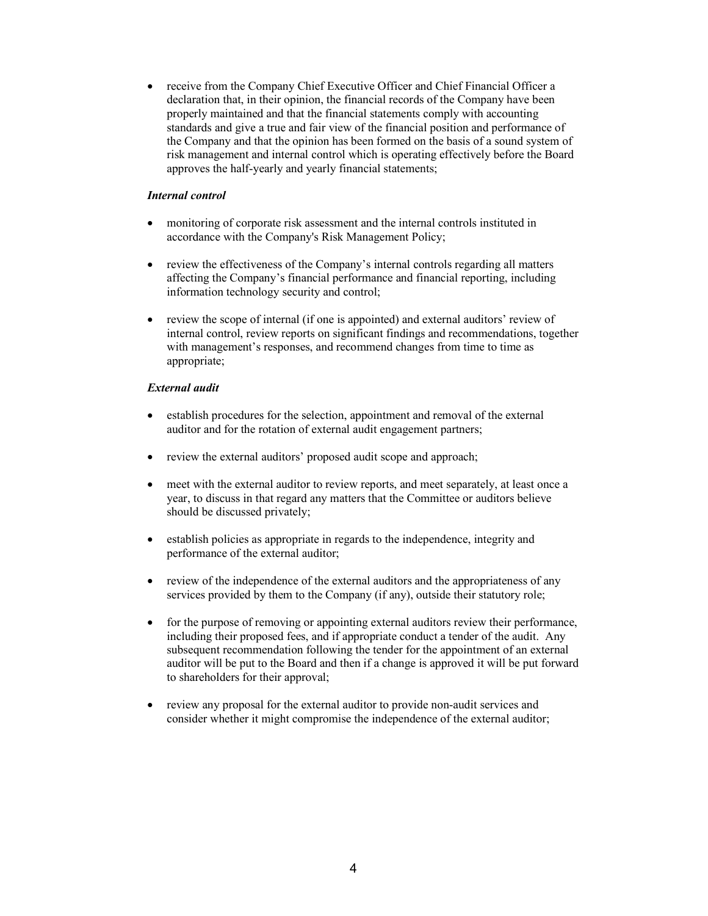- receive from the Company Chief Executive Officer and Chief Financial Officer a declaration that, in their opinion, the financial records of the Company have been properly maintained and that the financial statements comply with accounting standards and give a true and fair view of the financial position and performance of the Company and that the opinion has been formed on the basis of a sound system of risk management and internal control which is operating effectively before the Board approves the half-yearly and yearly financial statements;

***Internal control***

- monitoring of corporate risk assessment and the internal controls instituted in accordance with the Company's Risk Management Policy;
- review the effectiveness of the Company's internal controls regarding all matters affecting the Company's financial performance and financial reporting, including information technology security and control;
- review the scope of internal (if one is appointed) and external auditors' review of internal control, review reports on significant findings and recommendations, together with management's responses, and recommend changes from time to time as appropriate;

***External audit***

- establish procedures for the selection, appointment and removal of the external auditor and for the rotation of external audit engagement partners;
- review the external auditors' proposed audit scope and approach;
- meet with the external auditor to review reports, and meet separately, at least once a year, to discuss in that regard any matters that the Committee or auditors believe should be discussed privately;
- establish policies as appropriate in regards to the independence, integrity and performance of the external auditor;
- review of the independence of the external auditors and the appropriateness of any services provided by them to the Company (if any), outside their statutory role;
- for the purpose of removing or appointing external auditors review their performance, including their proposed fees, and if appropriate conduct a tender of the audit. Any subsequent recommendation following the tender for the appointment of an external auditor will be put to the Board and then if a change is approved it will be put forward to shareholders for their approval;
- review any proposal for the external auditor to provide non-audit services and consider whether it might compromise the independence of the external auditor;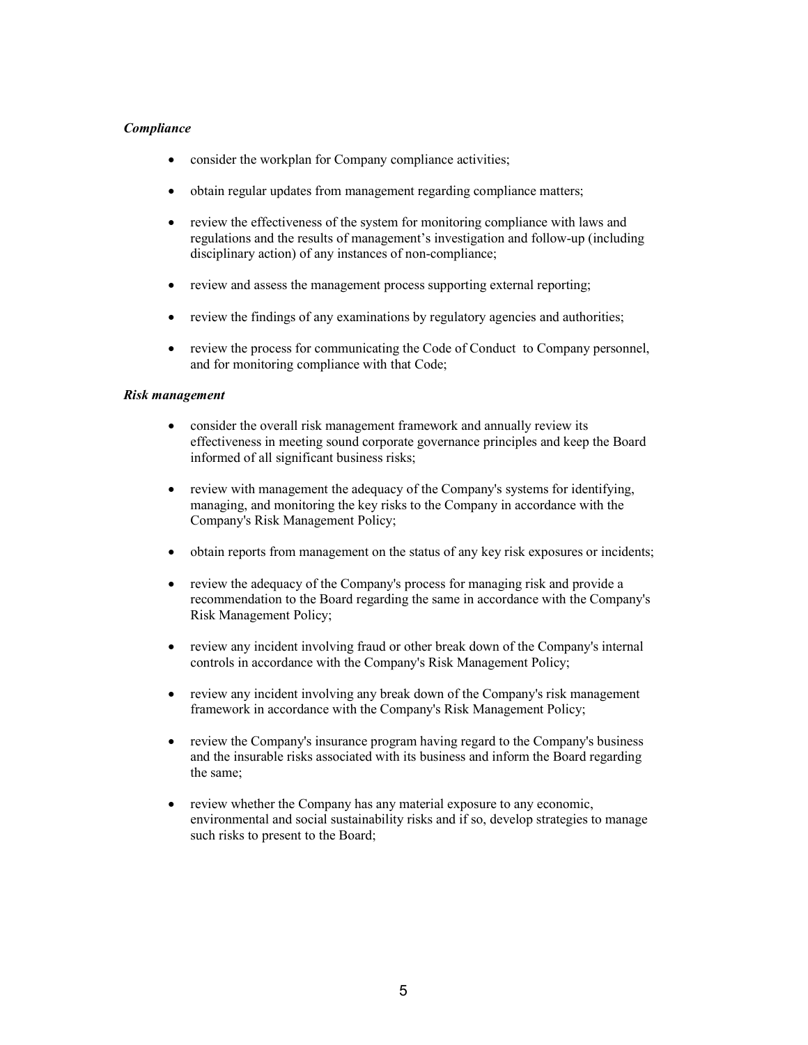***Compliance***

- consider the workplan for Company compliance activities;
- obtain regular updates from management regarding compliance matters;
- review the effectiveness of the system for monitoring compliance with laws and regulations and the results of management's investigation and follow-up (including disciplinary action) of any instances of non-compliance;
- review and assess the management process supporting external reporting;
- review the findings of any examinations by regulatory agencies and authorities;
- review the process for communicating the Code of Conduct to Company personnel, and for monitoring compliance with that Code;

***Risk management***

- consider the overall risk management framework and annually review its effectiveness in meeting sound corporate governance principles and keep the Board informed of all significant business risks;
- review with management the adequacy of the Company's systems for identifying, managing, and monitoring the key risks to the Company in accordance with the Company's Risk Management Policy;
- obtain reports from management on the status of any key risk exposures or incidents;
- review the adequacy of the Company's process for managing risk and provide a recommendation to the Board regarding the same in accordance with the Company's Risk Management Policy;
- review any incident involving fraud or other break down of the Company's internal controls in accordance with the Company's Risk Management Policy;
- review any incident involving any break down of the Company's risk management framework in accordance with the Company's Risk Management Policy;
- review the Company's insurance program having regard to the Company's business and the insurable risks associated with its business and inform the Board regarding the same;
- review whether the Company has any material exposure to any economic, environmental and social sustainability risks and if so, develop strategies to manage such risks to present to the Board;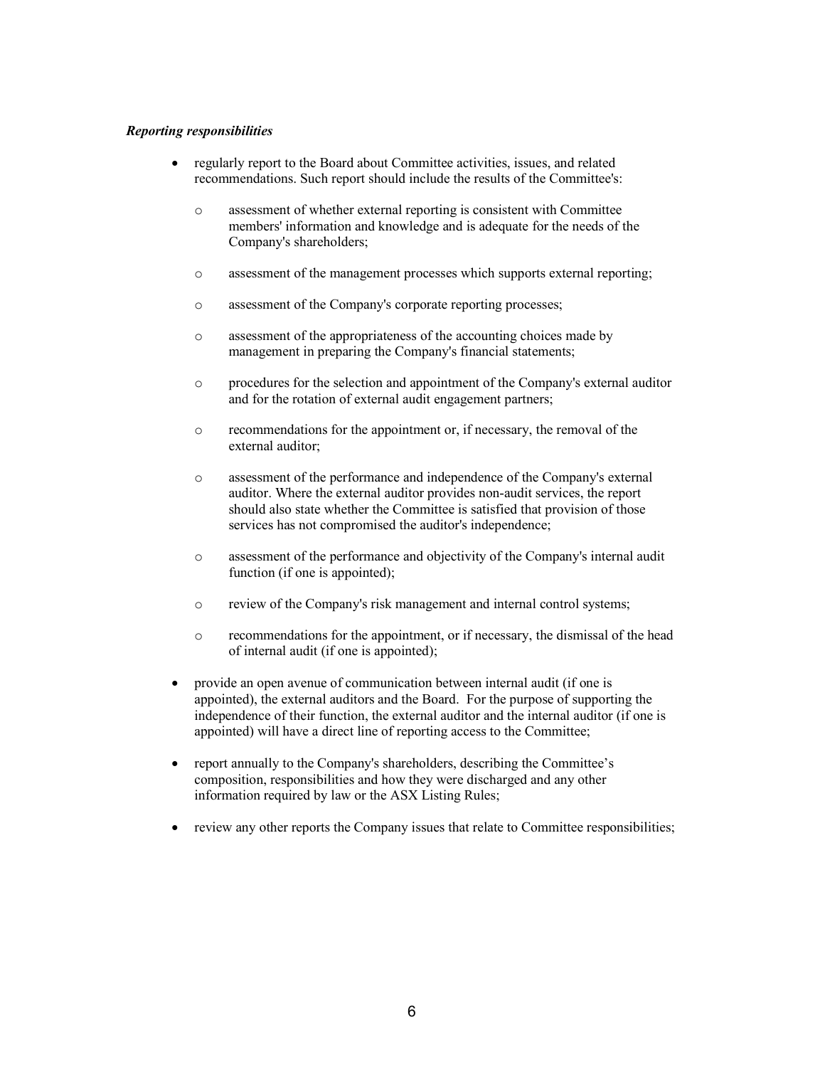***Reporting responsibilities***

- regularly report to the Board about Committee activities, issues, and related recommendations. Such report should include the results of the Committee's:
    - assessment of whether external reporting is consistent with Committee members' information and knowledge and is adequate for the needs of the Company's shareholders;
    - assessment of the management processes which supports external reporting;
    - assessment of the Company's corporate reporting processes;
    - assessment of the appropriateness of the accounting choices made by management in preparing the Company's financial statements;
    - procedures for the selection and appointment of the Company's external auditor and for the rotation of external audit engagement partners;
    - recommendations for the appointment or, if necessary, the removal of the external auditor;
    - assessment of the performance and independence of the Company's external auditor. Where the external auditor provides non-audit services, the report should also state whether the Committee is satisfied that provision of those services has not compromised the auditor's independence;
    - assessment of the performance and objectivity of the Company's internal audit function (if one is appointed);
    - review of the Company's risk management and internal control systems;
    - recommendations for the appointment, or if necessary, the dismissal of the head of internal audit (if one is appointed);
- provide an open avenue of communication between internal audit (if one is appointed), the external auditors and the Board. For the purpose of supporting the independence of their function, the external auditor and the internal auditor (if one is appointed) will have a direct line of reporting access to the Committee;
- report annually to the Company's shareholders, describing the Committee's composition, responsibilities and how they were discharged and any other information required by law or the ASX Listing Rules;
- review any other reports the Company issues that relate to Committee responsibilities;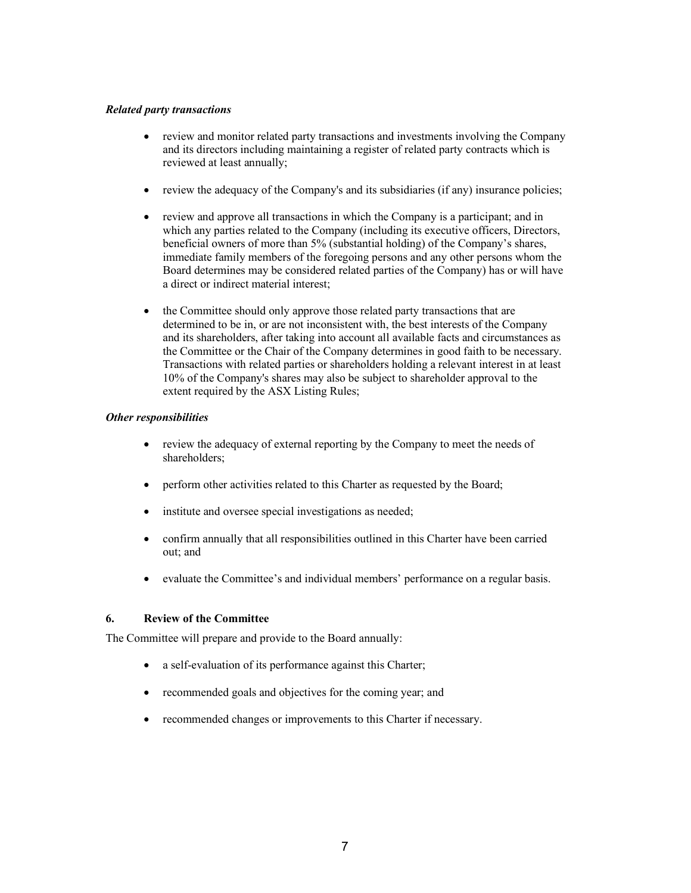***Related party transactions***

- review and monitor related party transactions and investments involving the Company and its directors including maintaining a register of related party contracts which is reviewed at least annually;
- review the adequacy of the Company's and its subsidiaries (if any) insurance policies;
- review and approve all transactions in which the Company is a participant; and in which any parties related to the Company (including its executive officers, Directors, beneficial owners of more than 5% (substantial holding) of the Company's shares, immediate family members of the foregoing persons and any other persons whom the Board determines may be considered related parties of the Company) has or will have a direct or indirect material interest;
- the Committee should only approve those related party transactions that are determined to be in, or are not inconsistent with, the best interests of the Company and its shareholders, after taking into account all available facts and circumstances as the Committee or the Chair of the Company determines in good faith to be necessary. Transactions with related parties or shareholders holding a relevant interest in at least 10% of the Company's shares may also be subject to shareholder approval to the extent required by the ASX Listing Rules;

***Other responsibilities***

- review the adequacy of external reporting by the Company to meet the needs of shareholders;
- perform other activities related to this Charter as requested by the Board;
- institute and oversee special investigations as needed;
- confirm annually that all responsibilities outlined in this Charter have been carried out; and
- evaluate the Committee's and individual members' performance on a regular basis.

## 6. Review of the Committee

The Committee will prepare and provide to the Board annually:

- a self-evaluation of its performance against this Charter;
- recommended goals and objectives for the coming year; and
- recommended changes or improvements to this Charter if necessary.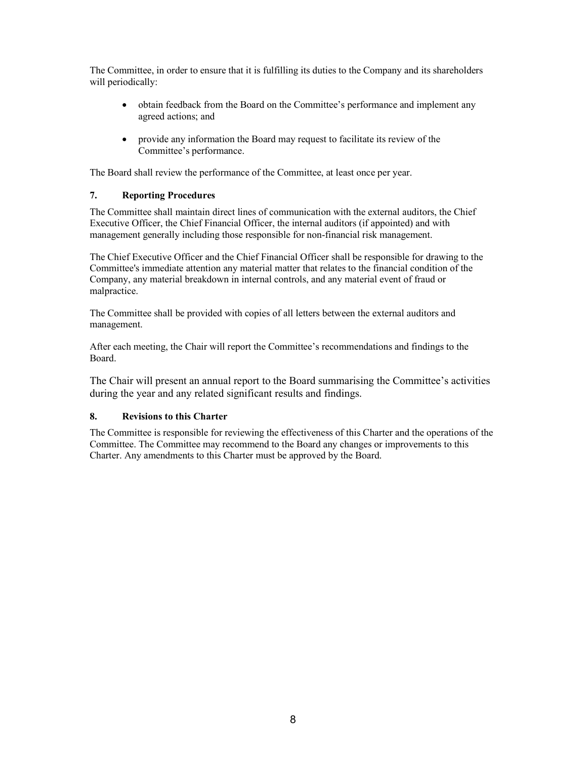The Committee, in order to ensure that it is fulfilling its duties to the Company and its shareholders will periodically:

- obtain feedback from the Board on the Committee's performance and implement any agreed actions; and
- provide any information the Board may request to facilitate its review of the Committee's performance.

The Board shall review the performance of the Committee, at least once per year.

## 7. Reporting Procedures

The Committee shall maintain direct lines of communication with the external auditors, the Chief Executive Officer, the Chief Financial Officer, the internal auditors (if appointed) and with management generally including those responsible for non-financial risk management.

The Chief Executive Officer and the Chief Financial Officer shall be responsible for drawing to the Committee's immediate attention any material matter that relates to the financial condition of the Company, any material breakdown in internal controls, and any material event of fraud or malpractice.

The Committee shall be provided with copies of all letters between the external auditors and management.

After each meeting, the Chair will report the Committee's recommendations and findings to the Board.

The Chair will present an annual report to the Board summarising the Committee's activities during the year and any related significant results and findings.

## 8. Revisions to this Charter

The Committee is responsible for reviewing the effectiveness of this Charter and the operations of the Committee. The Committee may recommend to the Board any changes or improvements to this Charter. Any amendments to this Charter must be approved by the Board.